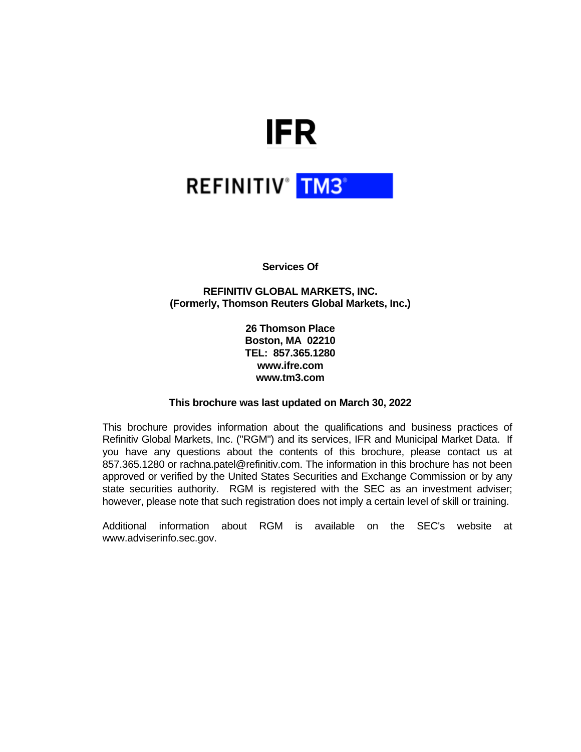**IFR**

**REFINITIV® TM3®**

**Services Of**

**REFINITIV GLOBAL MARKETS, INC.**
**(Formerly, Thomson Reuters Global Markets, Inc.)**

**26 Thomson Place**
**Boston, MA 02210**
**TEL: 857.365.1280**
**www.ifre.com**
**www.tm3.com**

**This brochure was last updated on March 30, 2022**

This brochure provides information about the qualifications and business practices of Refinitiv Global Markets, Inc. ("RGM") and its services, IFR and Municipal Market Data. If you have any questions about the contents of this brochure, please contact us at 857.365.1280 or rachna.patel@refinitiv.com. The information in this brochure has not been approved or verified by the United States Securities and Exchange Commission or by any state securities authority. RGM is registered with the SEC as an investment adviser; however, please note that such registration does not imply a certain level of skill or training.

Additional information about RGM is available on the SEC's website at www.adviserinfo.sec.gov.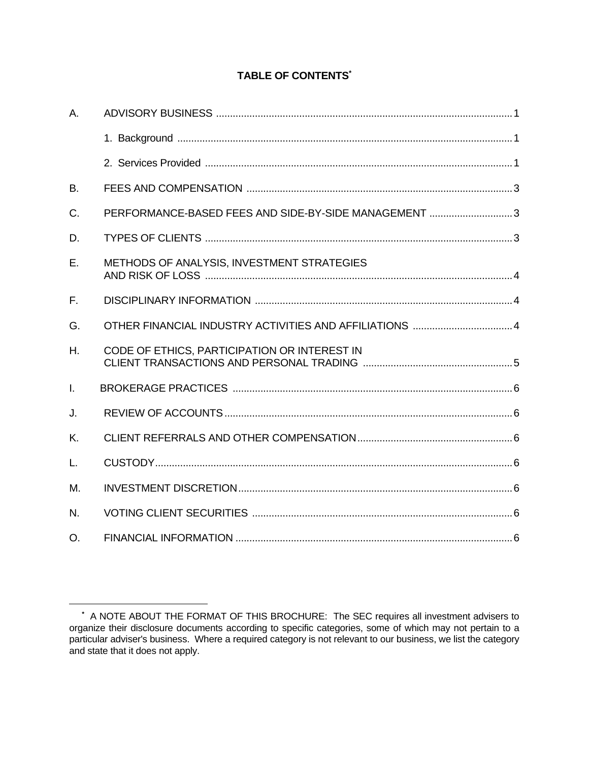# TABLE OF CONTENTS*

| | | |
|---|---|---|
| A. | ADVISORY BUSINESS | 1 |
| | 1. Background | 1 |
| | 2. Services Provided | 1 |
| B. | FEES AND COMPENSATION | 3 |
| C. | PERFORMANCE-BASED FEES AND SIDE-BY-SIDE MANAGEMENT | 3 |
| D. | TYPES OF CLIENTS | 3 |
| E. | METHODS OF ANALYSIS, INVESTMENT STRATEGIES AND RISK OF LOSS | 4 |
| F. | DISCIPLINARY INFORMATION | 4 |
| G. | OTHER FINANCIAL INDUSTRY ACTIVITIES AND AFFILIATIONS | 4 |
| H. | CODE OF ETHICS, PARTICIPATION OR INTEREST IN CLIENT TRANSACTIONS AND PERSONAL TRADING | 5 |
| I. | BROKERAGE PRACTICES | 6 |
| J. | REVIEW OF ACCOUNTS | 6 |
| K. | CLIENT REFERRALS AND OTHER COMPENSATION | 6 |
| L. | CUSTODY | 6 |
| M. | INVESTMENT DISCRETION | 6 |
| N. | VOTING CLIENT SECURITIES | 6 |
| O. | FINANCIAL INFORMATION | 6 |

* A NOTE ABOUT THE FORMAT OF THIS BROCHURE: The SEC requires all investment advisers to organize their disclosure documents according to specific categories, some of which may not pertain to a particular adviser's business. Where a required category is not relevant to our business, we list the category and state that it does not apply.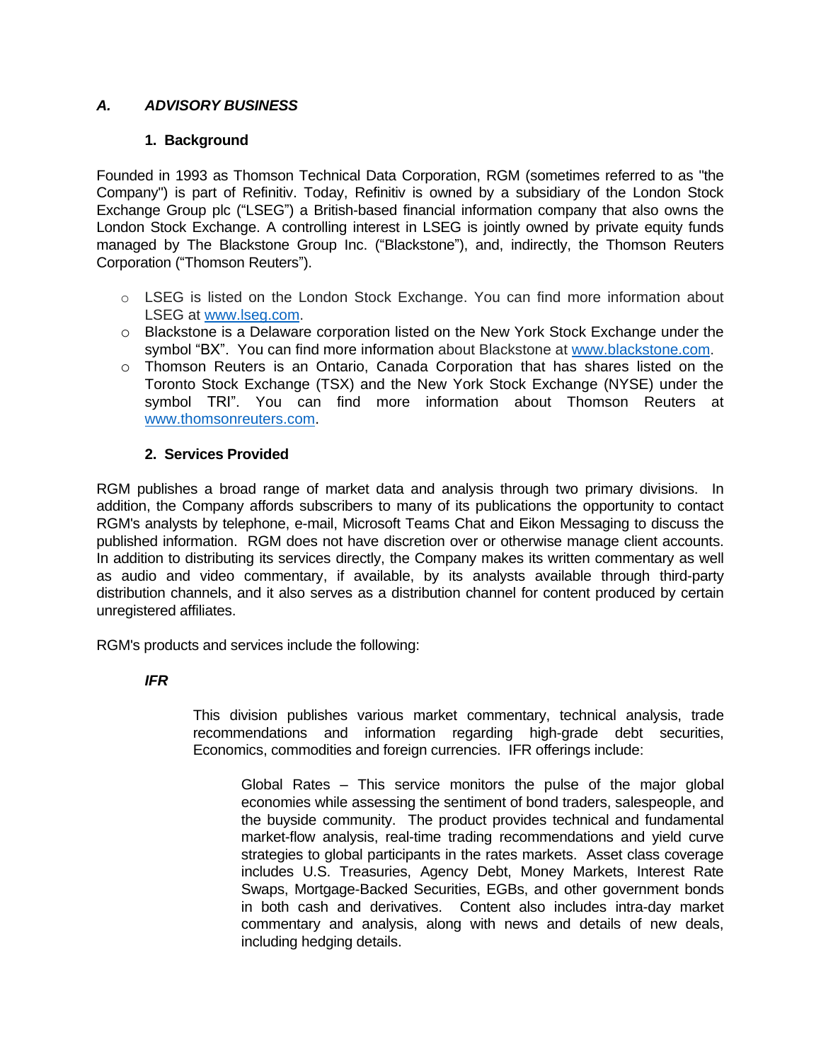## *A. ADVISORY BUSINESS*

### 1. Background

Founded in 1993 as Thomson Technical Data Corporation, RGM (sometimes referred to as "the Company") is part of Refinitiv. Today, Refinitiv is owned by a subsidiary of the London Stock Exchange Group plc ("LSEG") a British-based financial information company that also owns the London Stock Exchange. A controlling interest in LSEG is jointly owned by private equity funds managed by The Blackstone Group Inc. ("Blackstone"), and, indirectly, the Thomson Reuters Corporation ("Thomson Reuters").

- LSEG is listed on the London Stock Exchange. You can find more information about LSEG at [www.lseg.com](http://www.lseg.com).
- Blackstone is a Delaware corporation listed on the New York Stock Exchange under the symbol "BX". You can find more information about Blackstone at [www.blackstone.com](http://www.blackstone.com).
- Thomson Reuters is an Ontario, Canada Corporation that has shares listed on the Toronto Stock Exchange (TSX) and the New York Stock Exchange (NYSE) under the symbol TRI". You can find more information about Thomson Reuters at [www.thomsonreuters.com](http://www.thomsonreuters.com).

### 2. Services Provided

RGM publishes a broad range of market data and analysis through two primary divisions. In addition, the Company affords subscribers to many of its publications the opportunity to contact RGM's analysts by telephone, e-mail, Microsoft Teams Chat and Eikon Messaging to discuss the published information. RGM does not have discretion over or otherwise manage client accounts. In addition to distributing its services directly, the Company makes its written commentary as well as audio and video commentary, if available, by its analysts available through third-party distribution channels, and it also serves as a distribution channel for content produced by certain unregistered affiliates.

RGM's products and services include the following:

***IFR***

This division publishes various market commentary, technical analysis, trade recommendations and information regarding high-grade debt securities, Economics, commodities and foreign currencies. IFR offerings include:

Global Rates – This service monitors the pulse of the major global economies while assessing the sentiment of bond traders, salespeople, and the buyside community. The product provides technical and fundamental market-flow analysis, real-time trading recommendations and yield curve strategies to global participants in the rates markets. Asset class coverage includes U.S. Treasuries, Agency Debt, Money Markets, Interest Rate Swaps, Mortgage-Backed Securities, EGBs, and other government bonds in both cash and derivatives. Content also includes intra-day market commentary and analysis, along with news and details of new deals, including hedging details.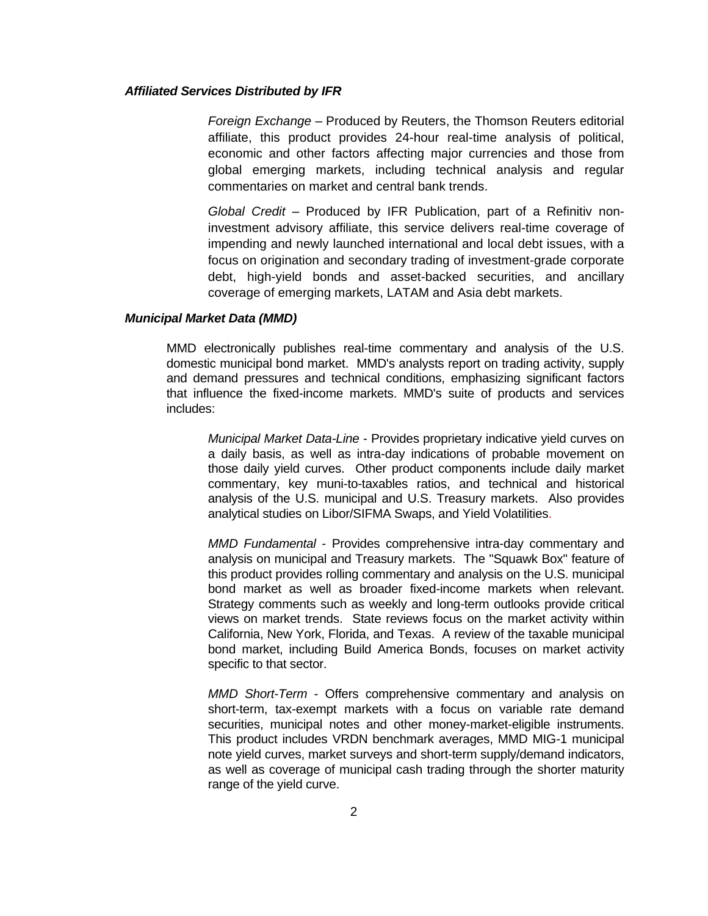***Affiliated Services Distributed by IFR***

*Foreign Exchange* – Produced by Reuters, the Thomson Reuters editorial affiliate, this product provides 24-hour real-time analysis of political, economic and other factors affecting major currencies and those from global emerging markets, including technical analysis and regular commentaries on market and central bank trends.

*Global Credit* – Produced by IFR Publication, part of a Refinitiv non-investment advisory affiliate, this service delivers real-time coverage of impending and newly launched international and local debt issues, with a focus on origination and secondary trading of investment-grade corporate debt, high-yield bonds and asset-backed securities, and ancillary coverage of emerging markets, LATAM and Asia debt markets.

***Municipal Market Data (MMD)***

MMD electronically publishes real-time commentary and analysis of the U.S. domestic municipal bond market. MMD's analysts report on trading activity, supply and demand pressures and technical conditions, emphasizing significant factors that influence the fixed-income markets. MMD's suite of products and services includes:

*Municipal Market Data-Line* - Provides proprietary indicative yield curves on a daily basis, as well as intra-day indications of probable movement on those daily yield curves. Other product components include daily market commentary, key muni-to-taxables ratios, and technical and historical analysis of the U.S. municipal and U.S. Treasury markets. Also provides analytical studies on Libor/SIFMA Swaps, and Yield Volatilities.

*MMD Fundamental* - Provides comprehensive intra-day commentary and analysis on municipal and Treasury markets. The "Squawk Box" feature of this product provides rolling commentary and analysis on the U.S. municipal bond market as well as broader fixed-income markets when relevant. Strategy comments such as weekly and long-term outlooks provide critical views on market trends. State reviews focus on the market activity within California, New York, Florida, and Texas. A review of the taxable municipal bond market, including Build America Bonds, focuses on market activity specific to that sector.

*MMD Short-Term* - Offers comprehensive commentary and analysis on short-term, tax-exempt markets with a focus on variable rate demand securities, municipal notes and other money-market-eligible instruments. This product includes VRDN benchmark averages, MMD MIG-1 municipal note yield curves, market surveys and short-term supply/demand indicators, as well as coverage of municipal cash trading through the shorter maturity range of the yield curve.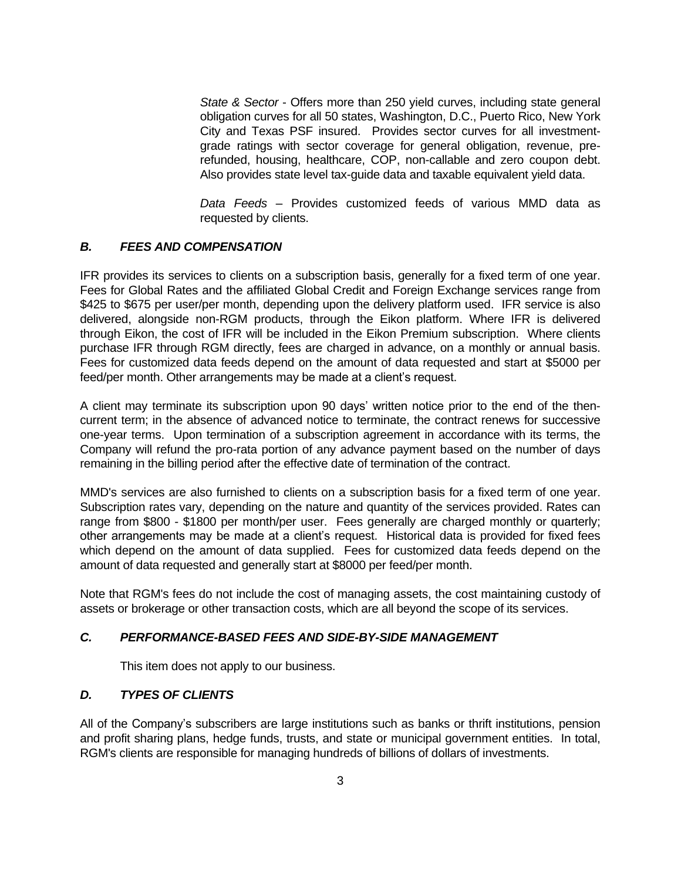*State & Sector* - Offers more than 250 yield curves, including state general obligation curves for all 50 states, Washington, D.C., Puerto Rico, New York City and Texas PSF insured. Provides sector curves for all investment-grade ratings with sector coverage for general obligation, revenue, pre-refunded, housing, healthcare, COP, non-callable and zero coupon debt. Also provides state level tax-guide data and taxable equivalent yield data.

*Data Feeds* – Provides customized feeds of various MMD data as requested by clients.

### *B. FEES AND COMPENSATION*

IFR provides its services to clients on a subscription basis, generally for a fixed term of one year. Fees for Global Rates and the affiliated Global Credit and Foreign Exchange services range from $425 to $675 per user/per month, depending upon the delivery platform used. IFR service is also delivered, alongside non-RGM products, through the Eikon platform. Where IFR is delivered through Eikon, the cost of IFR will be included in the Eikon Premium subscription. Where clients purchase IFR through RGM directly, fees are charged in advance, on a monthly or annual basis. Fees for customized data feeds depend on the amount of data requested and start at $5000 per feed/per month. Other arrangements may be made at a client's request.

A client may terminate its subscription upon 90 days' written notice prior to the end of the then-current term; in the absence of advanced notice to terminate, the contract renews for successive one-year terms. Upon termination of a subscription agreement in accordance with its terms, the Company will refund the pro-rata portion of any advance payment based on the number of days remaining in the billing period after the effective date of termination of the contract.

MMD's services are also furnished to clients on a subscription basis for a fixed term of one year. Subscription rates vary, depending on the nature and quantity of the services provided. Rates can range from $800 - $1800 per month/per user. Fees generally are charged monthly or quarterly; other arrangements may be made at a client's request. Historical data is provided for fixed fees which depend on the amount of data supplied. Fees for customized data feeds depend on the amount of data requested and generally start at $8000 per feed/per month.

Note that RGM's fees do not include the cost of managing assets, the cost maintaining custody of assets or brokerage or other transaction costs, which are all beyond the scope of its services.

### *C. PERFORMANCE-BASED FEES AND SIDE-BY-SIDE MANAGEMENT*

This item does not apply to our business.

### *D. TYPES OF CLIENTS*

All of the Company's subscribers are large institutions such as banks or thrift institutions, pension and profit sharing plans, hedge funds, trusts, and state or municipal government entities. In total, RGM's clients are responsible for managing hundreds of billions of dollars of investments.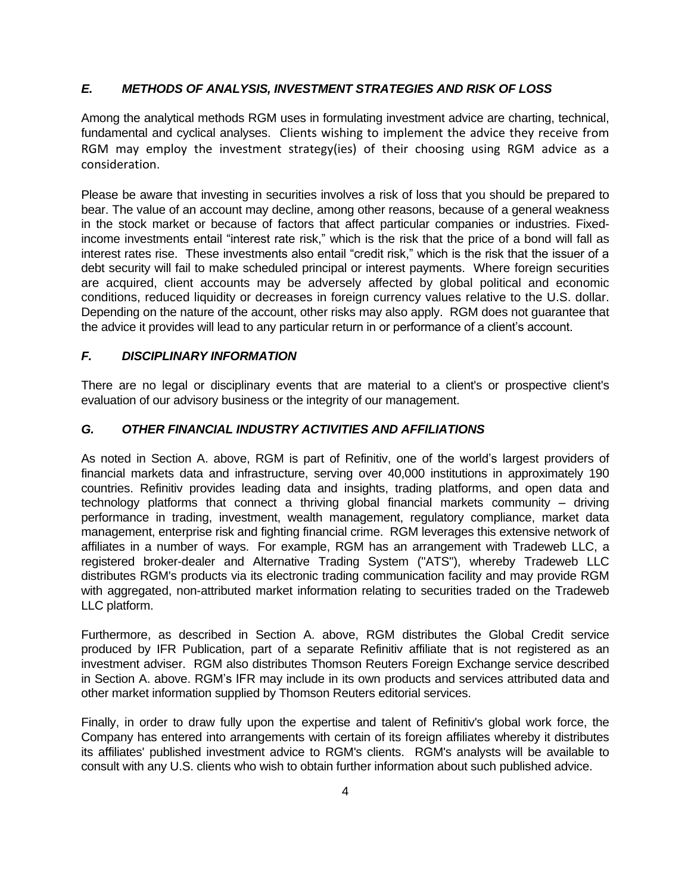### *E. METHODS OF ANALYSIS, INVESTMENT STRATEGIES AND RISK OF LOSS*

Among the analytical methods RGM uses in formulating investment advice are charting, technical, fundamental and cyclical analyses. Clients wishing to implement the advice they receive from RGM may employ the investment strategy(ies) of their choosing using RGM advice as a consideration.

Please be aware that investing in securities involves a risk of loss that you should be prepared to bear. The value of an account may decline, among other reasons, because of a general weakness in the stock market or because of factors that affect particular companies or industries. Fixed-income investments entail "interest rate risk," which is the risk that the price of a bond will fall as interest rates rise. These investments also entail "credit risk," which is the risk that the issuer of a debt security will fail to make scheduled principal or interest payments. Where foreign securities are acquired, client accounts may be adversely affected by global political and economic conditions, reduced liquidity or decreases in foreign currency values relative to the U.S. dollar. Depending on the nature of the account, other risks may also apply. RGM does not guarantee that the advice it provides will lead to any particular return in or performance of a client's account.

### *F. DISCIPLINARY INFORMATION*

There are no legal or disciplinary events that are material to a client's or prospective client's evaluation of our advisory business or the integrity of our management.

### *G. OTHER FINANCIAL INDUSTRY ACTIVITIES AND AFFILIATIONS*

As noted in Section A. above, RGM is part of Refinitiv, one of the world's largest providers of financial markets data and infrastructure, serving over 40,000 institutions in approximately 190 countries. Refinitiv provides leading data and insights, trading platforms, and open data and technology platforms that connect a thriving global financial markets community – driving performance in trading, investment, wealth management, regulatory compliance, market data management, enterprise risk and fighting financial crime. RGM leverages this extensive network of affiliates in a number of ways. For example, RGM has an arrangement with Tradeweb LLC, a registered broker-dealer and Alternative Trading System ("ATS"), whereby Tradeweb LLC distributes RGM's products via its electronic trading communication facility and may provide RGM with aggregated, non-attributed market information relating to securities traded on the Tradeweb LLC platform.

Furthermore, as described in Section A. above, RGM distributes the Global Credit service produced by IFR Publication, part of a separate Refinitiv affiliate that is not registered as an investment adviser. RGM also distributes Thomson Reuters Foreign Exchange service described in Section A. above. RGM's IFR may include in its own products and services attributed data and other market information supplied by Thomson Reuters editorial services.

Finally, in order to draw fully upon the expertise and talent of Refinitiv's global work force, the Company has entered into arrangements with certain of its foreign affiliates whereby it distributes its affiliates' published investment advice to RGM's clients. RGM's analysts will be available to consult with any U.S. clients who wish to obtain further information about such published advice.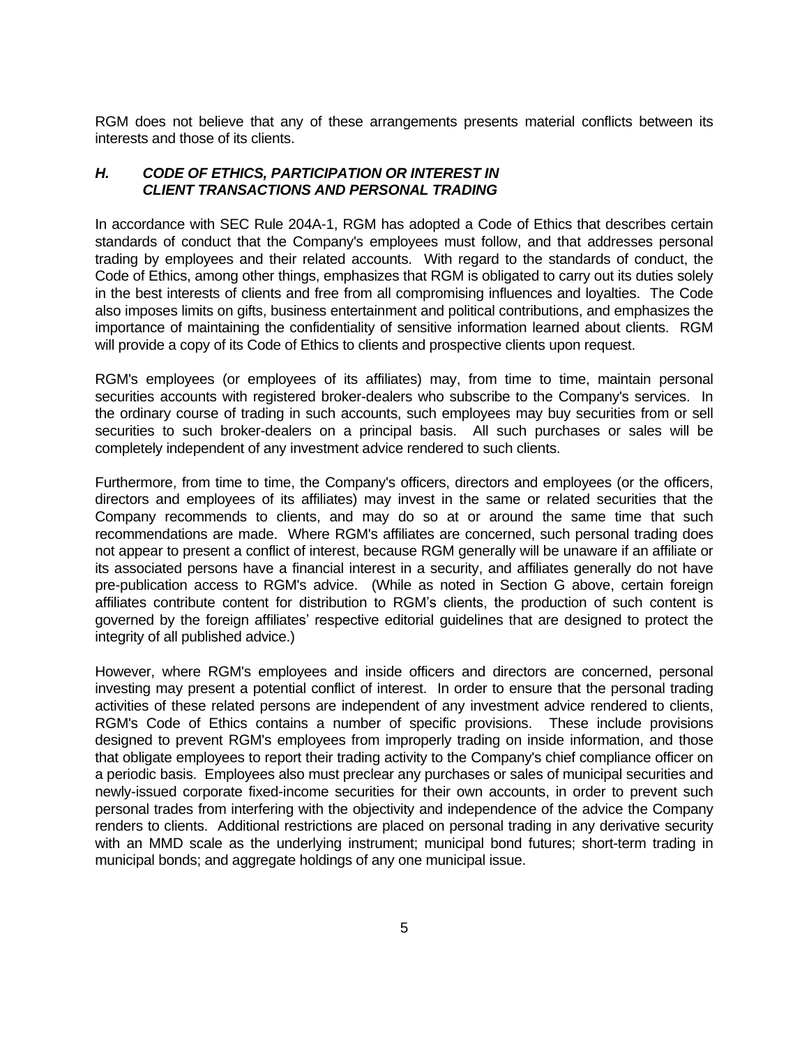RGM does not believe that any of these arrangements presents material conflicts between its interests and those of its clients.

### *H. CODE OF ETHICS, PARTICIPATION OR INTEREST IN CLIENT TRANSACTIONS AND PERSONAL TRADING*

In accordance with SEC Rule 204A-1, RGM has adopted a Code of Ethics that describes certain standards of conduct that the Company's employees must follow, and that addresses personal trading by employees and their related accounts. With regard to the standards of conduct, the Code of Ethics, among other things, emphasizes that RGM is obligated to carry out its duties solely in the best interests of clients and free from all compromising influences and loyalties. The Code also imposes limits on gifts, business entertainment and political contributions, and emphasizes the importance of maintaining the confidentiality of sensitive information learned about clients. RGM will provide a copy of its Code of Ethics to clients and prospective clients upon request.

RGM's employees (or employees of its affiliates) may, from time to time, maintain personal securities accounts with registered broker-dealers who subscribe to the Company's services. In the ordinary course of trading in such accounts, such employees may buy securities from or sell securities to such broker-dealers on a principal basis. All such purchases or sales will be completely independent of any investment advice rendered to such clients.

Furthermore, from time to time, the Company's officers, directors and employees (or the officers, directors and employees of its affiliates) may invest in the same or related securities that the Company recommends to clients, and may do so at or around the same time that such recommendations are made. Where RGM's affiliates are concerned, such personal trading does not appear to present a conflict of interest, because RGM generally will be unaware if an affiliate or its associated persons have a financial interest in a security, and affiliates generally do not have pre-publication access to RGM's advice. (While as noted in Section G above, certain foreign affiliates contribute content for distribution to RGM's clients, the production of such content is governed by the foreign affiliates' respective editorial guidelines that are designed to protect the integrity of all published advice.)

However, where RGM's employees and inside officers and directors are concerned, personal investing may present a potential conflict of interest. In order to ensure that the personal trading activities of these related persons are independent of any investment advice rendered to clients, RGM's Code of Ethics contains a number of specific provisions. These include provisions designed to prevent RGM's employees from improperly trading on inside information, and those that obligate employees to report their trading activity to the Company's chief compliance officer on a periodic basis. Employees also must preclear any purchases or sales of municipal securities and newly-issued corporate fixed-income securities for their own accounts, in order to prevent such personal trades from interfering with the objectivity and independence of the advice the Company renders to clients. Additional restrictions are placed on personal trading in any derivative security with an MMD scale as the underlying instrument; municipal bond futures; short-term trading in municipal bonds; and aggregate holdings of any one municipal issue.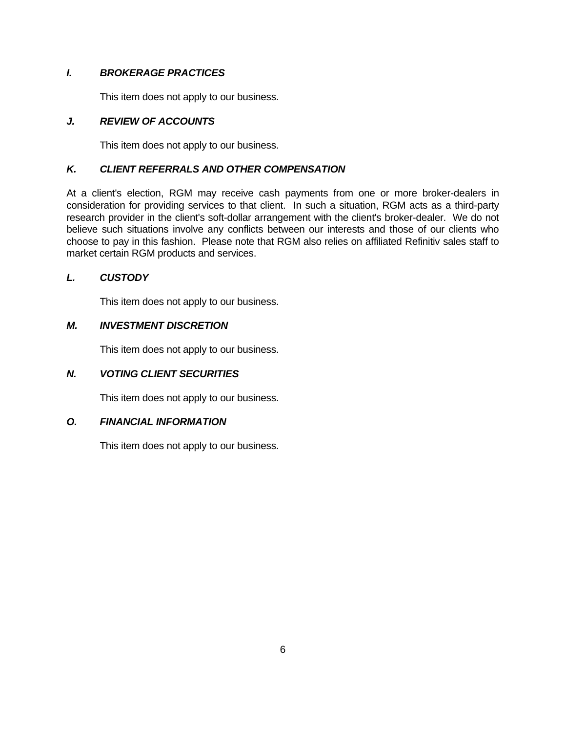### *I. BROKERAGE PRACTICES*

This item does not apply to our business.

### *J. REVIEW OF ACCOUNTS*

This item does not apply to our business.

### *K. CLIENT REFERRALS AND OTHER COMPENSATION*

At a client's election, RGM may receive cash payments from one or more broker-dealers in consideration for providing services to that client. In such a situation, RGM acts as a third-party research provider in the client's soft-dollar arrangement with the client's broker-dealer. We do not believe such situations involve any conflicts between our interests and those of our clients who choose to pay in this fashion. Please note that RGM also relies on affiliated Refinitiv sales staff to market certain RGM products and services.

### *L. CUSTODY*

This item does not apply to our business.

### *M. INVESTMENT DISCRETION*

This item does not apply to our business.

### *N. VOTING CLIENT SECURITIES*

This item does not apply to our business.

### *O. FINANCIAL INFORMATION*

This item does not apply to our business.